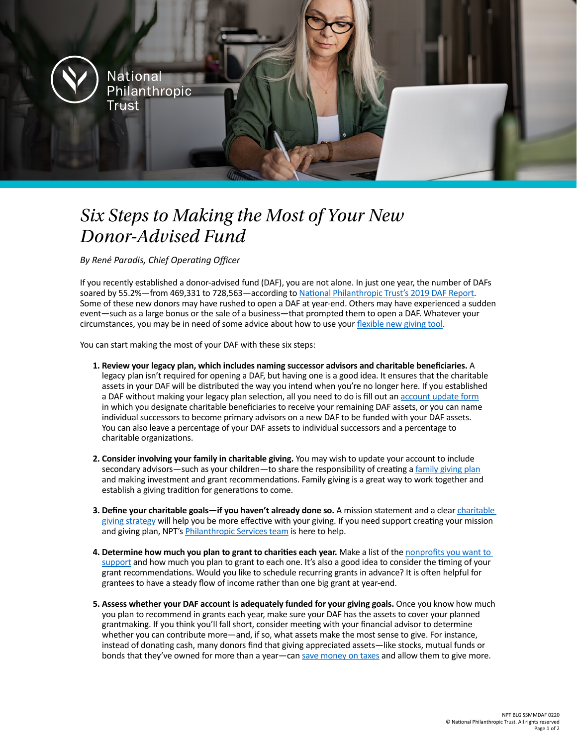National Philanthropic Trust

# *Six Steps to Making the Most of Your New Donor-Advised Fund*

*By René Paradis, Chief Operating Officer*

If you recently established a donor-advised fund (DAF), you are not alone. In just one year, the number of DAFs soared by 55.2%—from 469,331 to 728,563—according to National Philanthropic Trust's 2019 DAF Report. Some of these new donors may have rushed to open a DAF at year-end. Others may have experienced a sudden event—such as a large bonus or the sale of a business—that prompted them to open a DAF. Whatever your circumstances, you may be in need of some advice about how to use your flexible new giving tool.

You can start making the most of your DAF with these six steps:

1. **Review your legacy plan, which includes naming successor advisors and charitable beneficiaries.** A legacy plan isn't required for opening a DAF, but having one is a good idea. It ensures that the charitable assets in your DAF will be distributed the way you intend when you're no longer here. If you established a DAF without making your legacy plan selection, all you need to do is fill out an account update form in which you designate charitable beneficiaries to receive your remaining DAF assets, or you can name individual successors to become primary advisors on a new DAF to be funded with your DAF assets. You can also leave a percentage of your DAF assets to individual successors and a percentage to charitable organizations.

2. **Consider involving your family in charitable giving.** You may wish to update your account to include secondary advisors—such as your children—to share the responsibility of creating a family giving plan and making investment and grant recommendations. Family giving is a great way to work together and establish a giving tradition for generations to come.

3. **Define your charitable goals—if you haven't already done so.** A mission statement and a clear charitable giving strategy will help you be more effective with your giving. If you need support creating your mission and giving plan, NPT's Philanthropic Services team is here to help.

4. **Determine how much you plan to grant to charities each year.** Make a list of the nonprofits you want to support and how much you plan to grant to each one. It's also a good idea to consider the timing of your grant recommendations. Would you like to schedule recurring grants in advance? It is often helpful for grantees to have a steady flow of income rather than one big grant at year-end.

5. **Assess whether your DAF account is adequately funded for your giving goals.** Once you know how much you plan to recommend in grants each year, make sure your DAF has the assets to cover your planned grantmaking. If you think you'll fall short, consider meeting with your financial advisor to determine whether you can contribute more—and, if so, what assets make the most sense to give. For instance, instead of donating cash, many donors find that giving appreciated assets—like stocks, mutual funds or bonds that they've owned for more than a year—can save money on taxes and allow them to give more.

NPT BLG SSMMDAF 0220
© National Philanthropic Trust. All rights reserved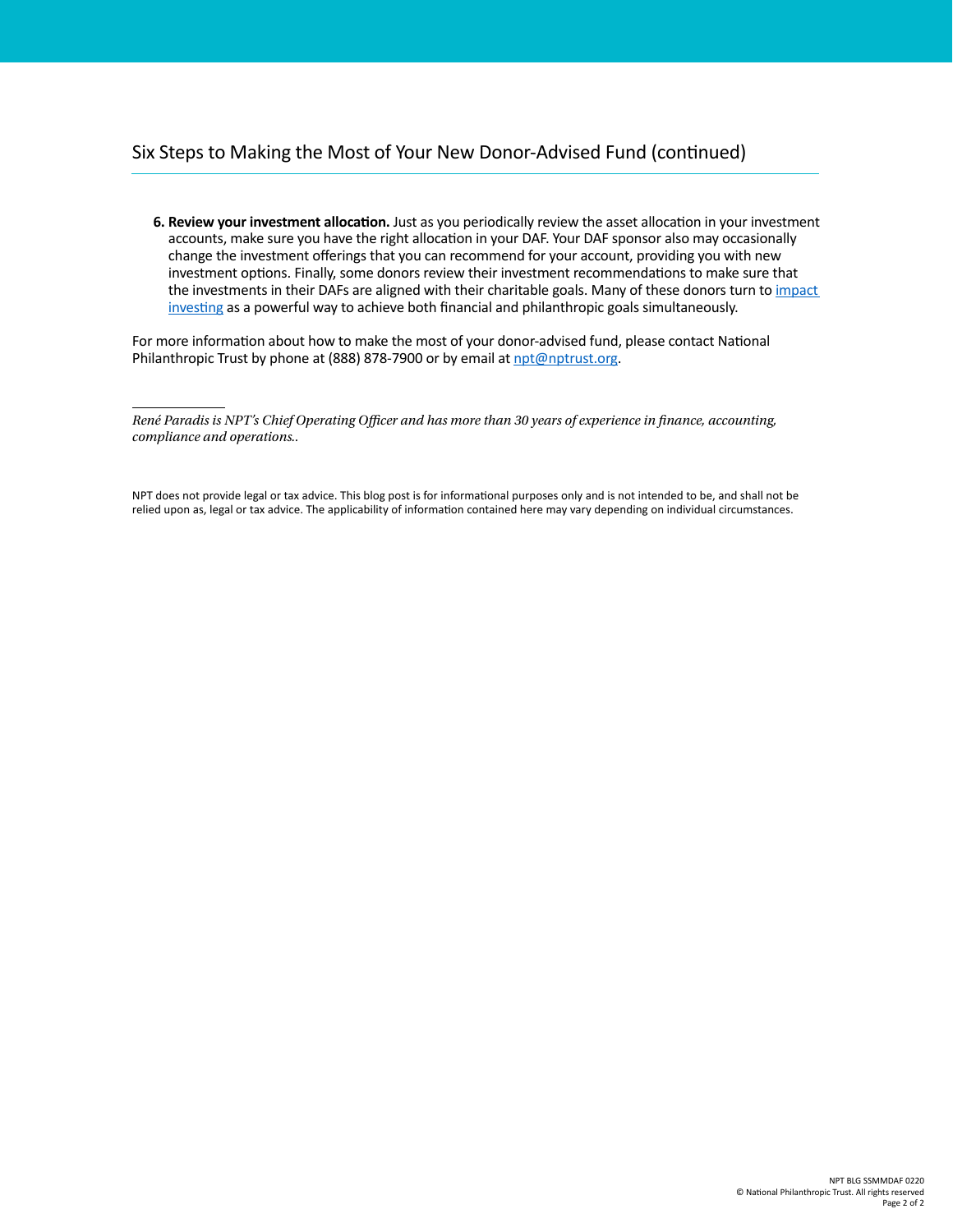## Six Steps to Making the Most of Your New Donor-Advised Fund (continued)

6. **Review your investment allocation.** Just as you periodically review the asset allocation in your investment accounts, make sure you have the right allocation in your DAF. Your DAF sponsor also may occasionally change the investment offerings that you can recommend for your account, providing you with new investment options. Finally, some donors review their investment recommendations to make sure that the investments in their DAFs are aligned with their charitable goals. Many of these donors turn to impact investing as a powerful way to achieve both financial and philanthropic goals simultaneously.

For more information about how to make the most of your donor-advised fund, please contact National Philanthropic Trust by phone at (888) 878-7900 or by email at npt@nptrust.org.

---

*René Paradis is NPT's Chief Operating Officer and has more than 30 years of experience in finance, accounting, compliance and operations..*

NPT does not provide legal or tax advice. This blog post is for informational purposes only and is not intended to be, and shall not be relied upon as, legal or tax advice. The applicability of information contained here may vary depending on individual circumstances.

NPT BLG SSMMDAF 0220
© National Philanthropic Trust. All rights reserved